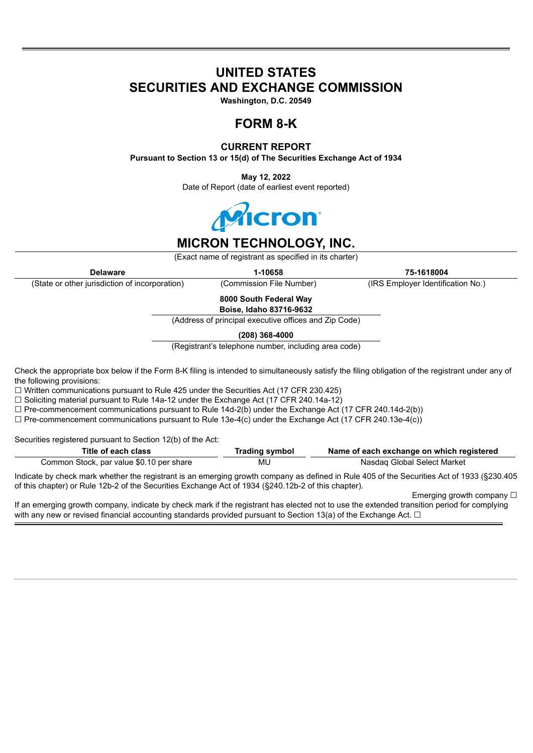# UNITED STATES
# SECURITIES AND EXCHANGE COMMISSION

**Washington, D.C. 20549**

## FORM 8-K

### CURRENT REPORT

**Pursuant to Section 13 or 15(d) of The Securities Exchange Act of 1934**

**May 12, 2022**

Date of Report (date of earliest event reported)

## MICRON TECHNOLOGY, INC.

(Exact name of registrant as specified in its charter)

| Delaware | 1-10658 | 75-1618004 |
|---|---|---|
| (State or other jurisdiction of incorporation) | (Commission File Number) | (IRS Employer Identification No.) |

**8000 South Federal Way**
**Boise, Idaho 83716-9632**

(Address of principal executive offices and Zip Code)

**(208) 368-4000**

(Registrant's telephone number, including area code)

Check the appropriate box below if the Form 8-K filing is intended to simultaneously satisfy the filing obligation of the registrant under any of the following provisions:

☐ Written communications pursuant to Rule 425 under the Securities Act (17 CFR 230.425)
☐ Soliciting material pursuant to Rule 14a-12 under the Exchange Act (17 CFR 240.14a-12)
☐ Pre-commencement communications pursuant to Rule 14d-2(b) under the Exchange Act (17 CFR 240.14d-2(b))
☐ Pre-commencement communications pursuant to Rule 13e-4(c) under the Exchange Act (17 CFR 240.13e-4(c))

Securities registered pursuant to Section 12(b) of the Act:

| Title of each class | Trading symbol | Name of each exchange on which registered |
|---|---|---|
| Common Stock, par value $0.10 per share | MU | Nasdaq Global Select Market |

Indicate by check mark whether the registrant is an emerging growth company as defined in Rule 405 of the Securities Act of 1933 (§230.405 of this chapter) or Rule 12b-2 of the Securities Exchange Act of 1934 (§240.12b-2 of this chapter).

Emerging growth company ☐

If an emerging growth company, indicate by check mark if the registrant has elected not to use the extended transition period for complying with any new or revised financial accounting standards provided pursuant to Section 13(a) of the Exchange Act. ☐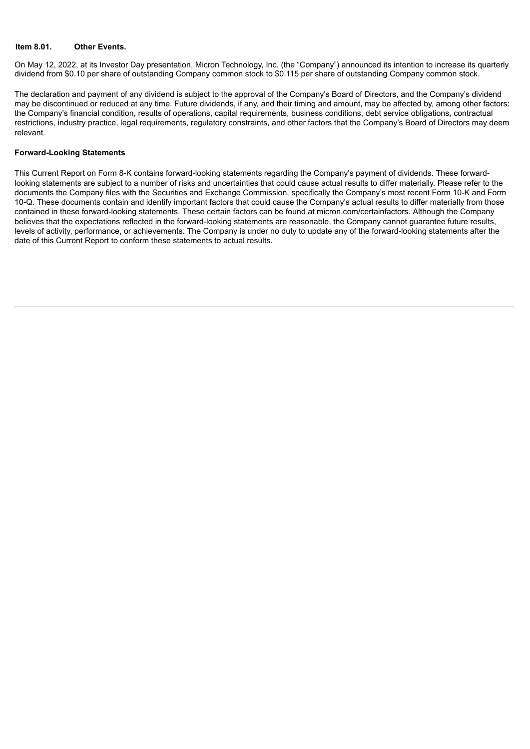**Item 8.01. Other Events.**

On May 12, 2022, at its Investor Day presentation, Micron Technology, Inc. (the "Company") announced its intention to increase its quarterly dividend from $0.10 per share of outstanding Company common stock to $0.115 per share of outstanding Company common stock.

The declaration and payment of any dividend is subject to the approval of the Company's Board of Directors, and the Company's dividend may be discontinued or reduced at any time. Future dividends, if any, and their timing and amount, may be affected by, among other factors: the Company's financial condition, results of operations, capital requirements, business conditions, debt service obligations, contractual restrictions, industry practice, legal requirements, regulatory constraints, and other factors that the Company's Board of Directors may deem relevant.

**Forward-Looking Statements**

This Current Report on Form 8-K contains forward-looking statements regarding the Company's payment of dividends. These forward-looking statements are subject to a number of risks and uncertainties that could cause actual results to differ materially. Please refer to the documents the Company files with the Securities and Exchange Commission, specifically the Company's most recent Form 10-K and Form 10-Q. These documents contain and identify important factors that could cause the Company's actual results to differ materially from those contained in these forward-looking statements. These certain factors can be found at micron.com/certainfactors. Although the Company believes that the expectations reflected in the forward-looking statements are reasonable, the Company cannot guarantee future results, levels of activity, performance, or achievements. The Company is under no duty to update any of the forward-looking statements after the date of this Current Report to conform these statements to actual results.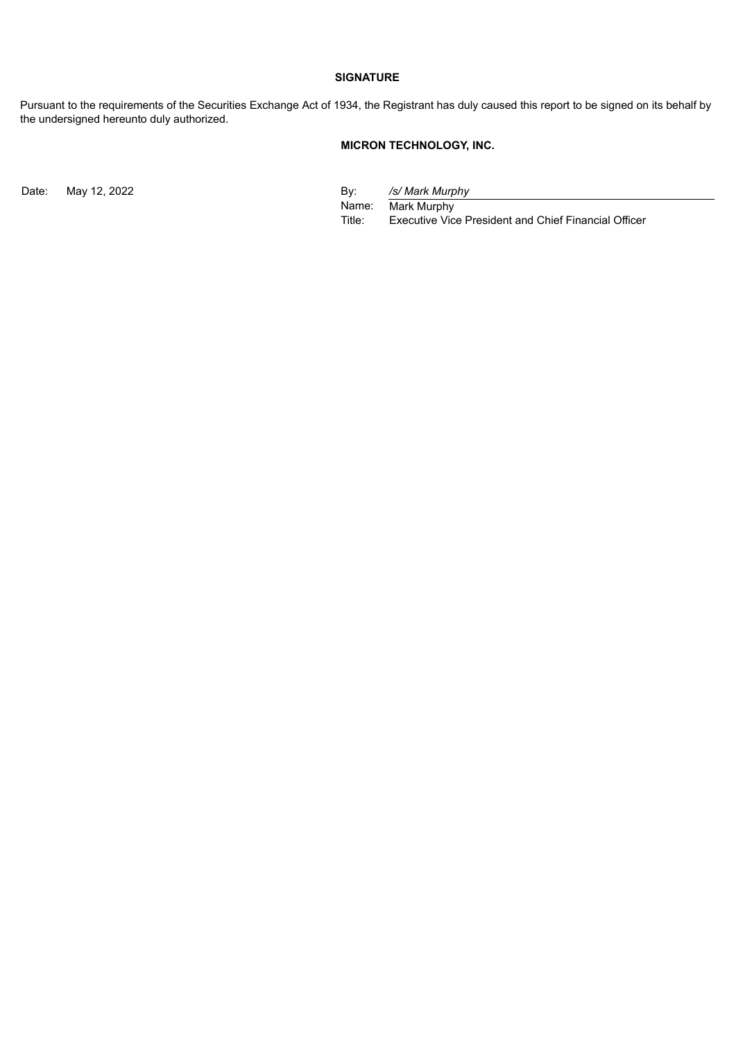**SIGNATURE**

Pursuant to the requirements of the Securities Exchange Act of 1934, the Registrant has duly caused this report to be signed on its behalf by the undersigned hereunto duly authorized.

**MICRON TECHNOLOGY, INC.**

| | | | |
|---|---|---|---|
| Date: | May 12, 2022 | By: | */s/ Mark Murphy* |
| | | Name: | Mark Murphy |
| | | Title: | Executive Vice President and Chief Financial Officer |